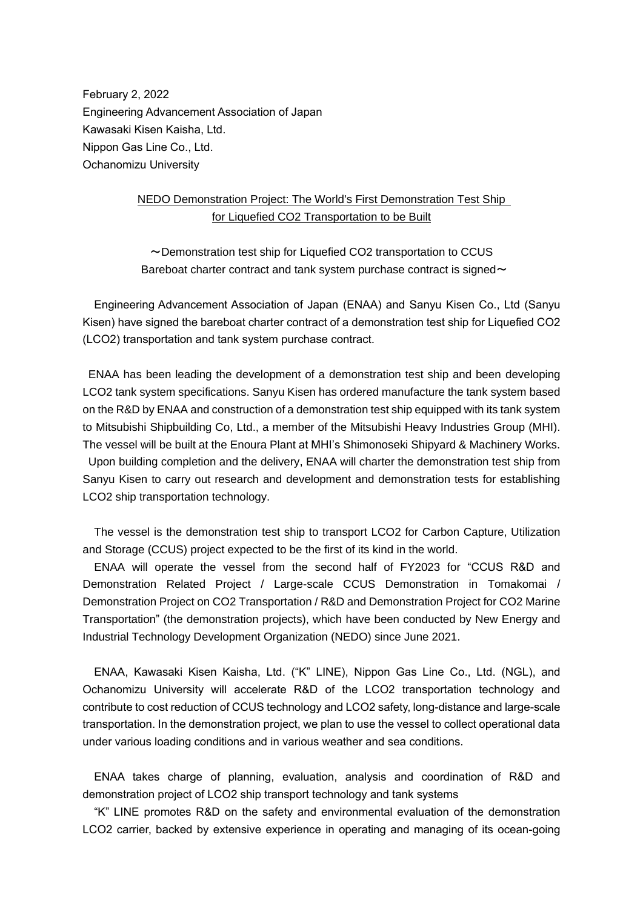February 2, 2022
Engineering Advancement Association of Japan
Kawasaki Kisen Kaisha, Ltd.
Nippon Gas Line Co., Ltd.
Ochanomizu University

# NEDO Demonstration Project: The World's First Demonstration Test Ship for Liquefied CO2 Transportation to be Built

〜Demonstration test ship for Liquefied CO2 transportation to CCUS
Bareboat charter contract and tank system purchase contract is signed〜

Engineering Advancement Association of Japan (ENAA) and Sanyu Kisen Co., Ltd (Sanyu Kisen) have signed the bareboat charter contract of a demonstration test ship for Liquefied CO2 (LCO2) transportation and tank system purchase contract.

ENAA has been leading the development of a demonstration test ship and been developing LCO2 tank system specifications. Sanyu Kisen has ordered manufacture the tank system based on the R&D by ENAA and construction of a demonstration test ship equipped with its tank system to Mitsubishi Shipbuilding Co, Ltd., a member of the Mitsubishi Heavy Industries Group (MHI). The vessel will be built at the Enoura Plant at MHI's Shimonoseki Shipyard & Machinery Works.
Upon building completion and the delivery, ENAA will charter the demonstration test ship from Sanyu Kisen to carry out research and development and demonstration tests for establishing LCO2 ship transportation technology.

The vessel is the demonstration test ship to transport LCO2 for Carbon Capture, Utilization and Storage (CCUS) project expected to be the first of its kind in the world.
ENAA will operate the vessel from the second half of FY2023 for "CCUS R&D and Demonstration Related Project / Large-scale CCUS Demonstration in Tomakomai / Demonstration Project on CO2 Transportation / R&D and Demonstration Project for CO2 Marine Transportation" (the demonstration projects), which have been conducted by New Energy and Industrial Technology Development Organization (NEDO) since June 2021.

ENAA, Kawasaki Kisen Kaisha, Ltd. ("K" LINE), Nippon Gas Line Co., Ltd. (NGL), and Ochanomizu University will accelerate R&D of the LCO2 transportation technology and contribute to cost reduction of CCUS technology and LCO2 safety, long-distance and large-scale transportation. In the demonstration project, we plan to use the vessel to collect operational data under various loading conditions and in various weather and sea conditions.

ENAA takes charge of planning, evaluation, analysis and coordination of R&D and demonstration project of LCO2 ship transport technology and tank systems
"K" LINE promotes R&D on the safety and environmental evaluation of the demonstration LCO2 carrier, backed by extensive experience in operating and managing of its ocean-going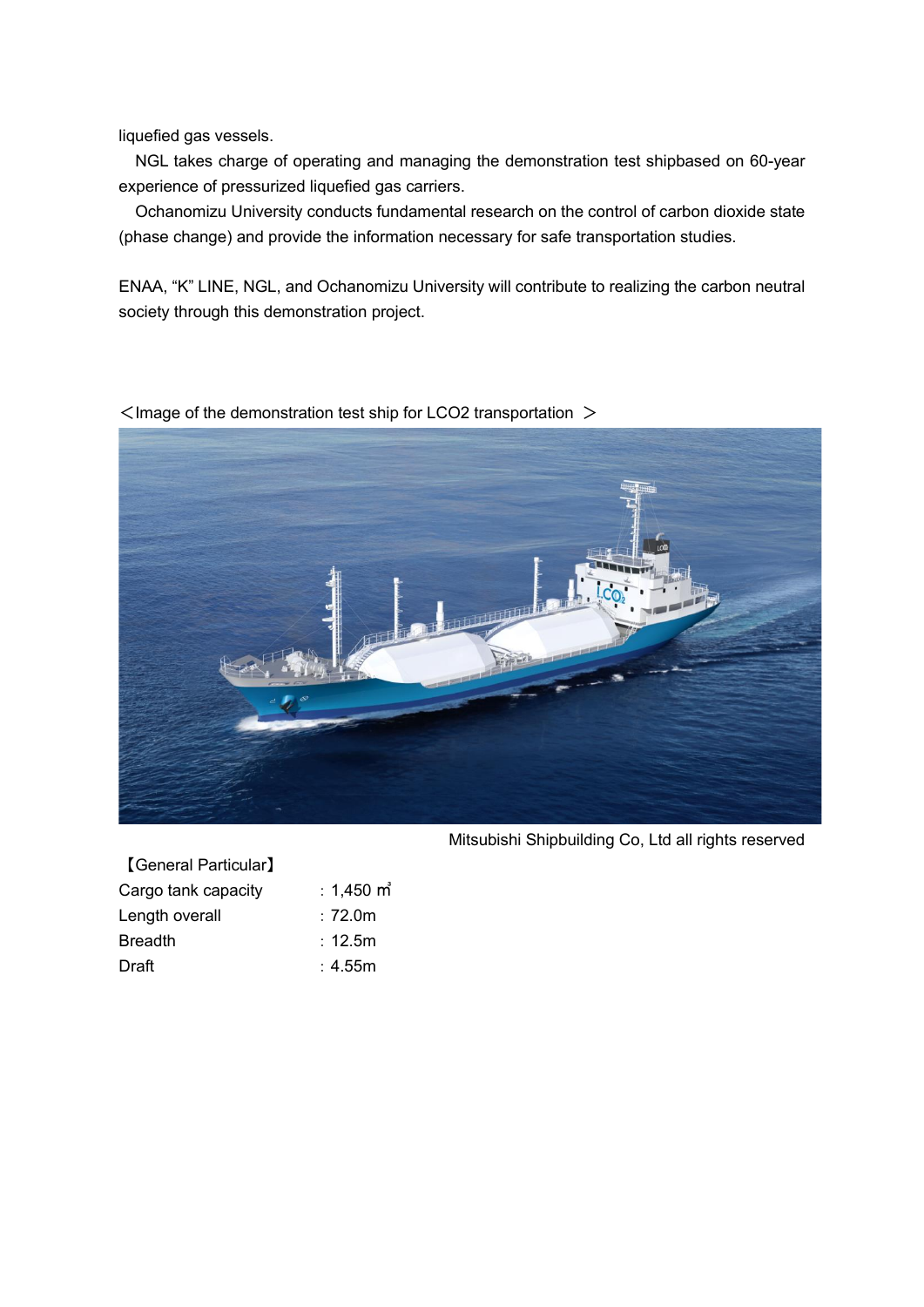liquefied gas vessels.

NGL takes charge of operating and managing the demonstration test shipbased on 60-year experience of pressurized liquefied gas carriers.

Ochanomizu University conducts fundamental research on the control of carbon dioxide state (phase change) and provide the information necessary for safe transportation studies.

ENAA, “K” LINE, NGL, and Ochanomizu University will contribute to realizing the carbon neutral society through this demonstration project.

＜Image of the demonstration test ship for LCO2 transportation ＞

Mitsubishi Shipbuilding Co, Ltd all rights reserved

【General Particular】

| | |
|---|---|
| Cargo tank capacity | : 1,450 ㎥ |
| Length overall | : 72.0m |
| Breadth | : 12.5m |
| Draft | : 4.55m |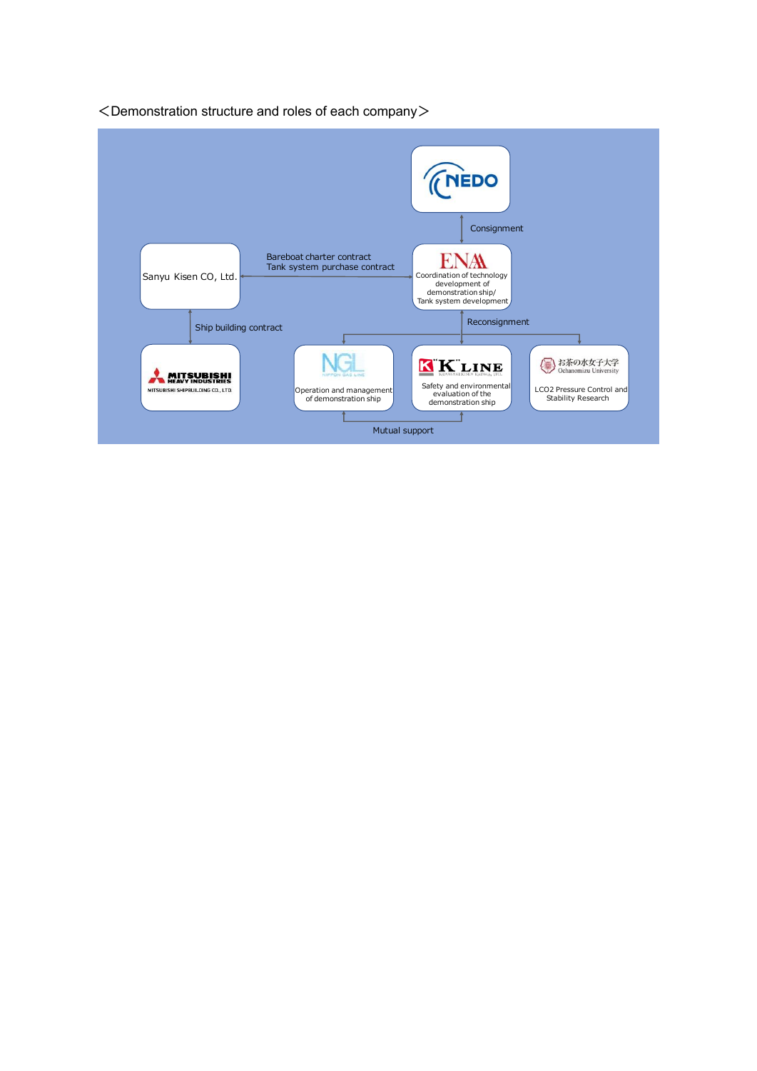＜Demonstration structure and roles of each company＞

NEDO

Consignment

ENAA
Coordination of technology development of demonstration ship/ Tank system development

Sanyu Kisen CO, Ltd.

Bareboat charter contract
Tank system purchase contract

Ship building contract

MITSUBISHI HEAVY INDUSTRIES
MITSUBISHI SHIPBUILDING CO., LTD.

Reconsignment

NGL
NIPPON GAS LINE
Operation and management of demonstration ship

"K" LINE
KAWASAKI KISEN KAISHA, LTD.
Safety and environmental evaluation of the demonstration ship

お茶の水女子大学
Ochanomizu University
LCO2 Pressure Control and Stability Research

Mutual support